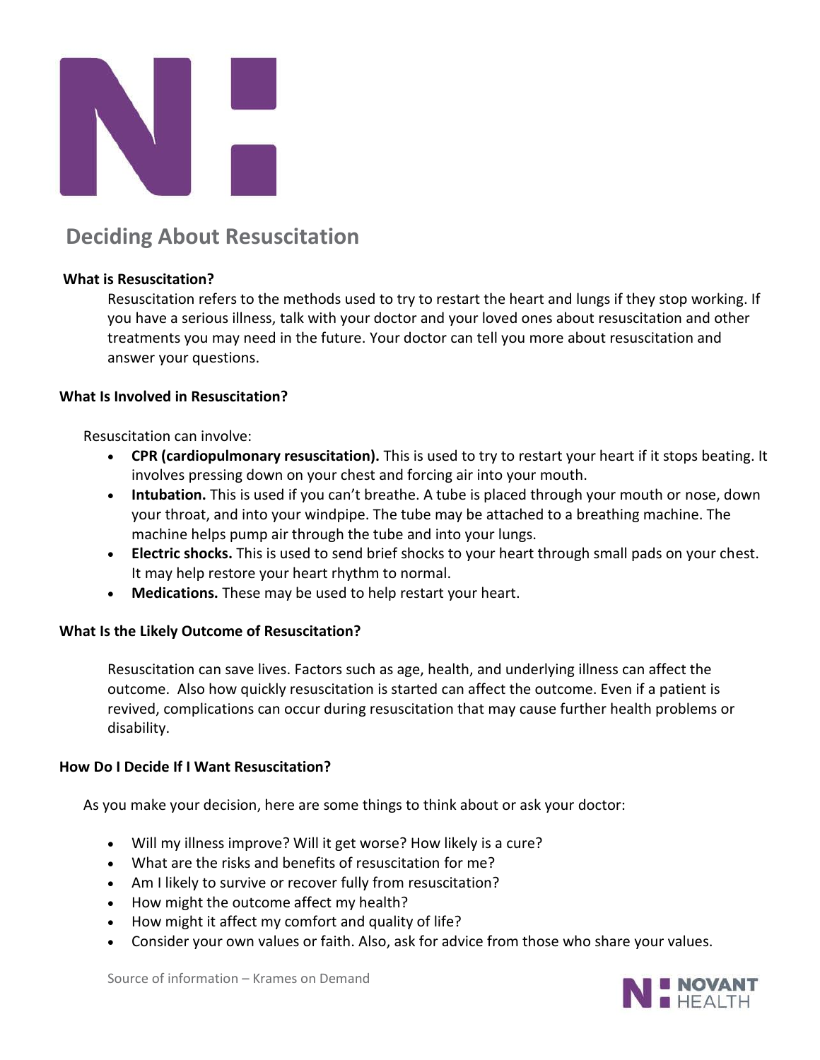# Deciding About Resuscitation

**What is Resuscitation?**

Resuscitation refers to the methods used to try to restart the heart and lungs if they stop working. If you have a serious illness, talk with your doctor and your loved ones about resuscitation and other treatments you may need in the future. Your doctor can tell you more about resuscitation and answer your questions.

**What Is Involved in Resuscitation?**

Resuscitation can involve:

- **CPR (cardiopulmonary resuscitation).** This is used to try to restart your heart if it stops beating. It involves pressing down on your chest and forcing air into your mouth.
- **Intubation.** This is used if you can't breathe. A tube is placed through your mouth or nose, down your throat, and into your windpipe. The tube may be attached to a breathing machine. The machine helps pump air through the tube and into your lungs.
- **Electric shocks.** This is used to send brief shocks to your heart through small pads on your chest. It may help restore your heart rhythm to normal.
- **Medications.** These may be used to help restart your heart.

**What Is the Likely Outcome of Resuscitation?**

Resuscitation can save lives. Factors such as age, health, and underlying illness can affect the outcome. Also how quickly resuscitation is started can affect the outcome. Even if a patient is revived, complications can occur during resuscitation that may cause further health problems or disability.

**How Do I Decide If I Want Resuscitation?**

As you make your decision, here are some things to think about or ask your doctor:

- Will my illness improve? Will it get worse? How likely is a cure?
- What are the risks and benefits of resuscitation for me?
- Am I likely to survive or recover fully from resuscitation?
- How might the outcome affect my health?
- How might it affect my comfort and quality of life?
- Consider your own values or faith. Also, ask for advice from those who share your values.

Source of information – Krames on Demand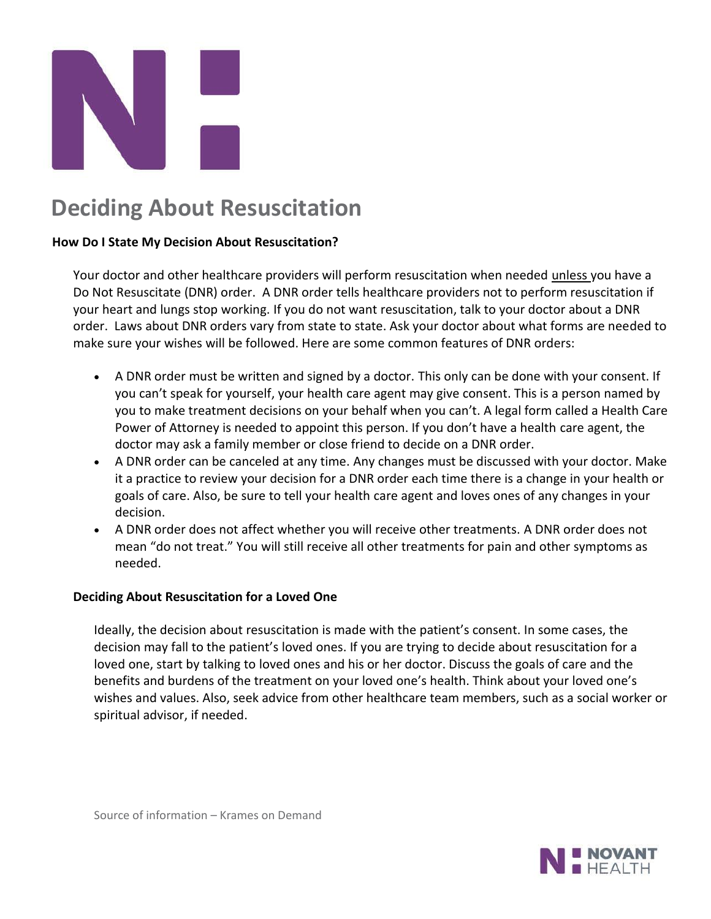# Deciding About Resuscitation

**How Do I State My Decision About Resuscitation?**

Your doctor and other healthcare providers will perform resuscitation when needed unless you have a Do Not Resuscitate (DNR) order. A DNR order tells healthcare providers not to perform resuscitation if your heart and lungs stop working. If you do not want resuscitation, talk to your doctor about a DNR order. Laws about DNR orders vary from state to state. Ask your doctor about what forms are needed to make sure your wishes will be followed. Here are some common features of DNR orders:

- A DNR order must be written and signed by a doctor. This only can be done with your consent. If you can't speak for yourself, your health care agent may give consent. This is a person named by you to make treatment decisions on your behalf when you can't. A legal form called a Health Care Power of Attorney is needed to appoint this person. If you don't have a health care agent, the doctor may ask a family member or close friend to decide on a DNR order.
- A DNR order can be canceled at any time. Any changes must be discussed with your doctor. Make it a practice to review your decision for a DNR order each time there is a change in your health or goals of care. Also, be sure to tell your health care agent and loves ones of any changes in your decision.
- A DNR order does not affect whether you will receive other treatments. A DNR order does not mean "do not treat." You will still receive all other treatments for pain and other symptoms as needed.

**Deciding About Resuscitation for a Loved One**

Ideally, the decision about resuscitation is made with the patient's consent. In some cases, the decision may fall to the patient's loved ones. If you are trying to decide about resuscitation for a loved one, start by talking to loved ones and his or her doctor. Discuss the goals of care and the benefits and burdens of the treatment on your loved one's health. Think about your loved one's wishes and values. Also, seek advice from other healthcare team members, such as a social worker or spiritual advisor, if needed.

Source of information – Krames on Demand